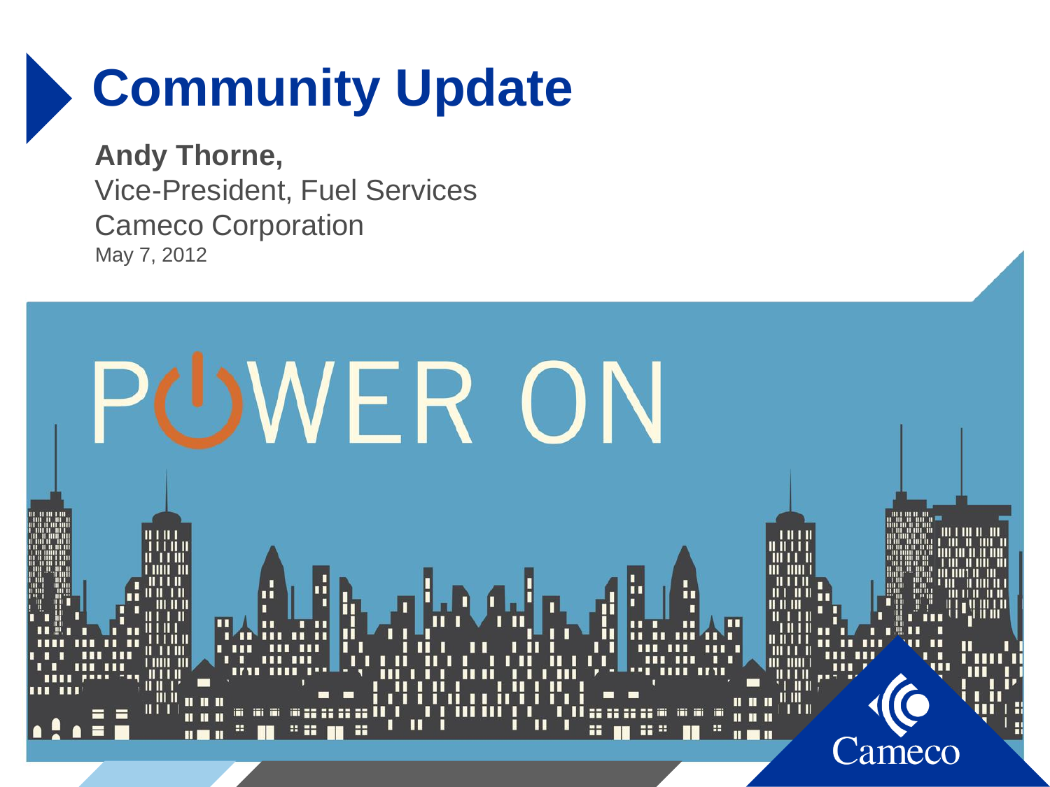# Community Update

**Andy Thorne,**
Vice-President, Fuel Services
Cameco Corporation
May 7, 2012

POWER ON

Cameco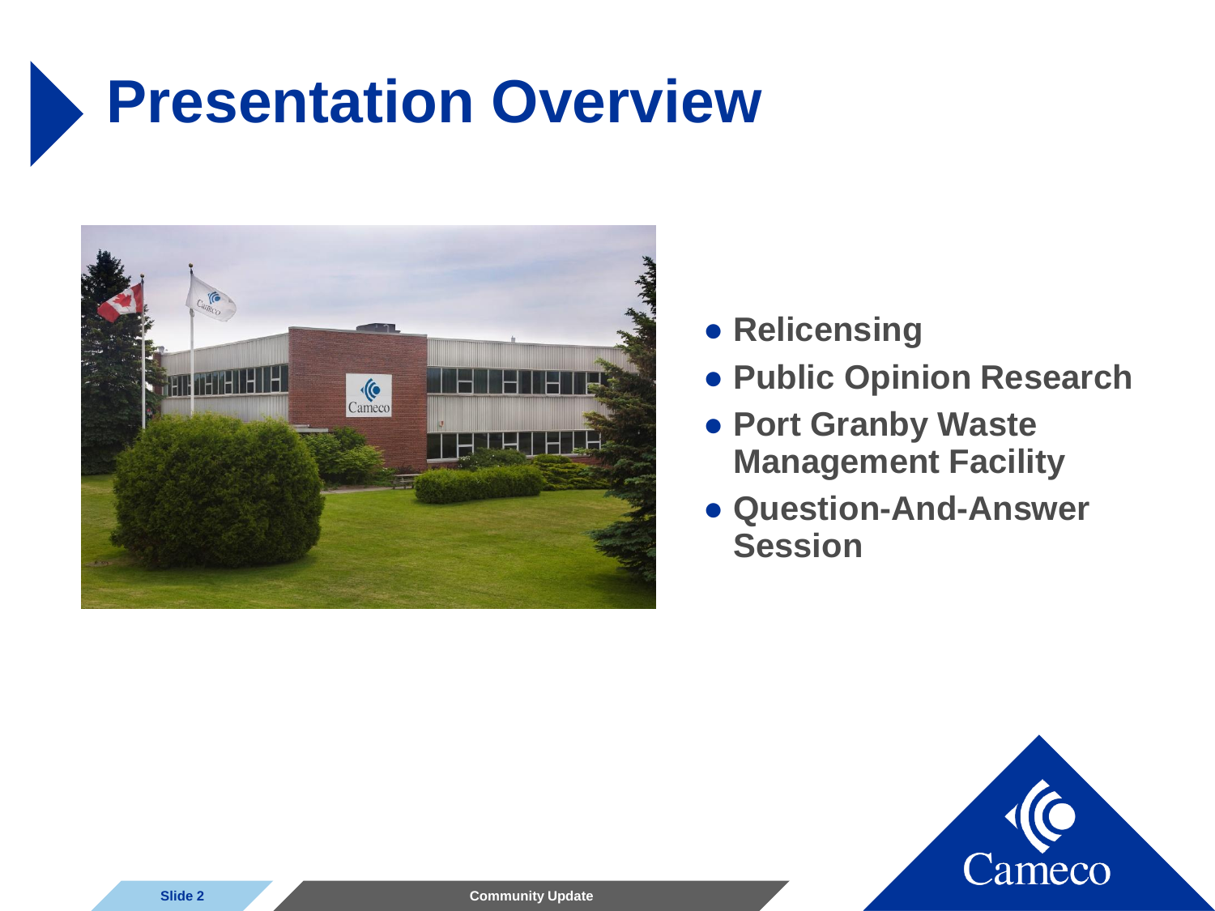# Presentation Overview

- Relicensing
- Public Opinion Research
- Port Granby Waste Management Facility
- Question-And-Answer Session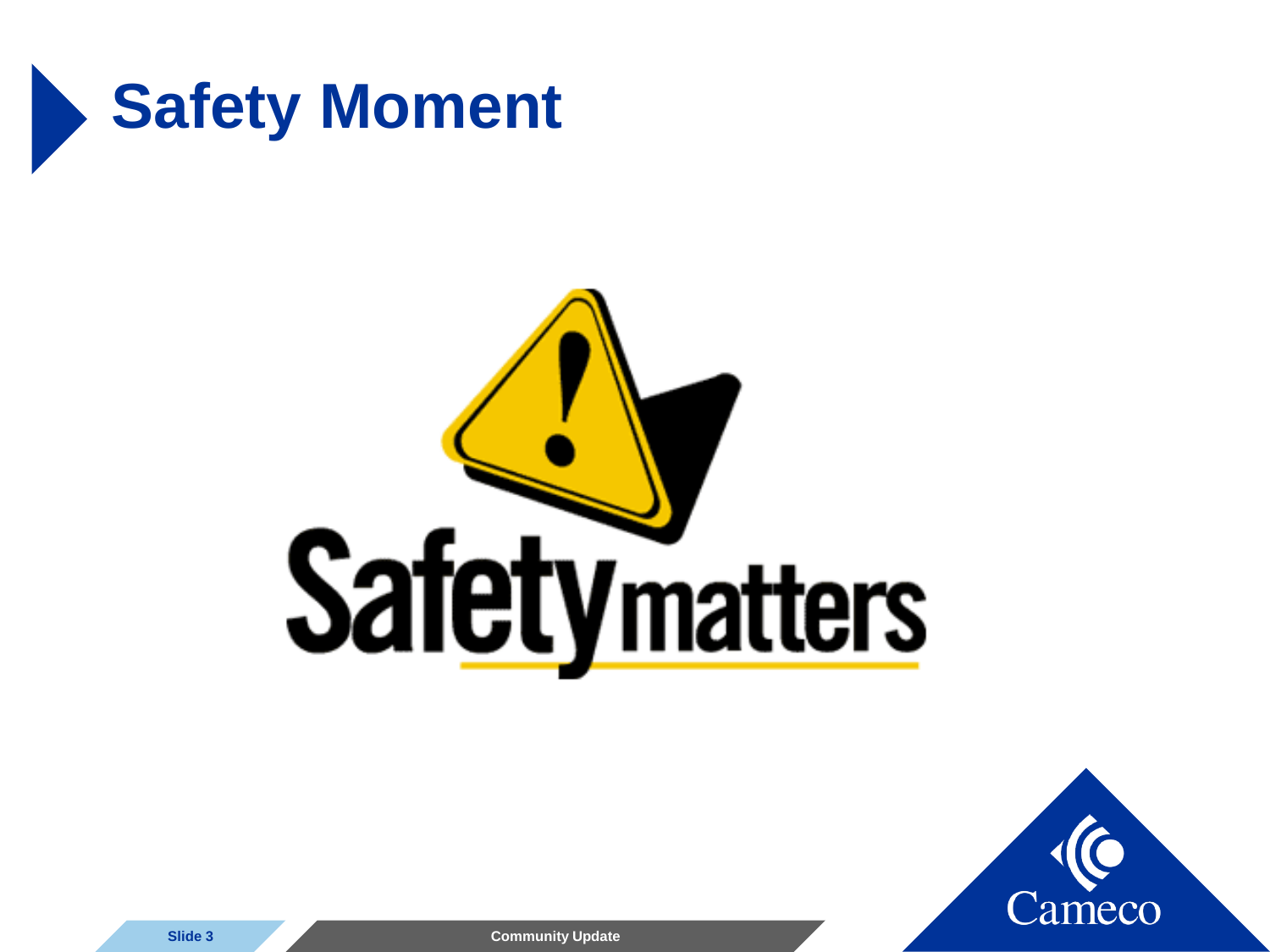# Safety Moment

Safetymatters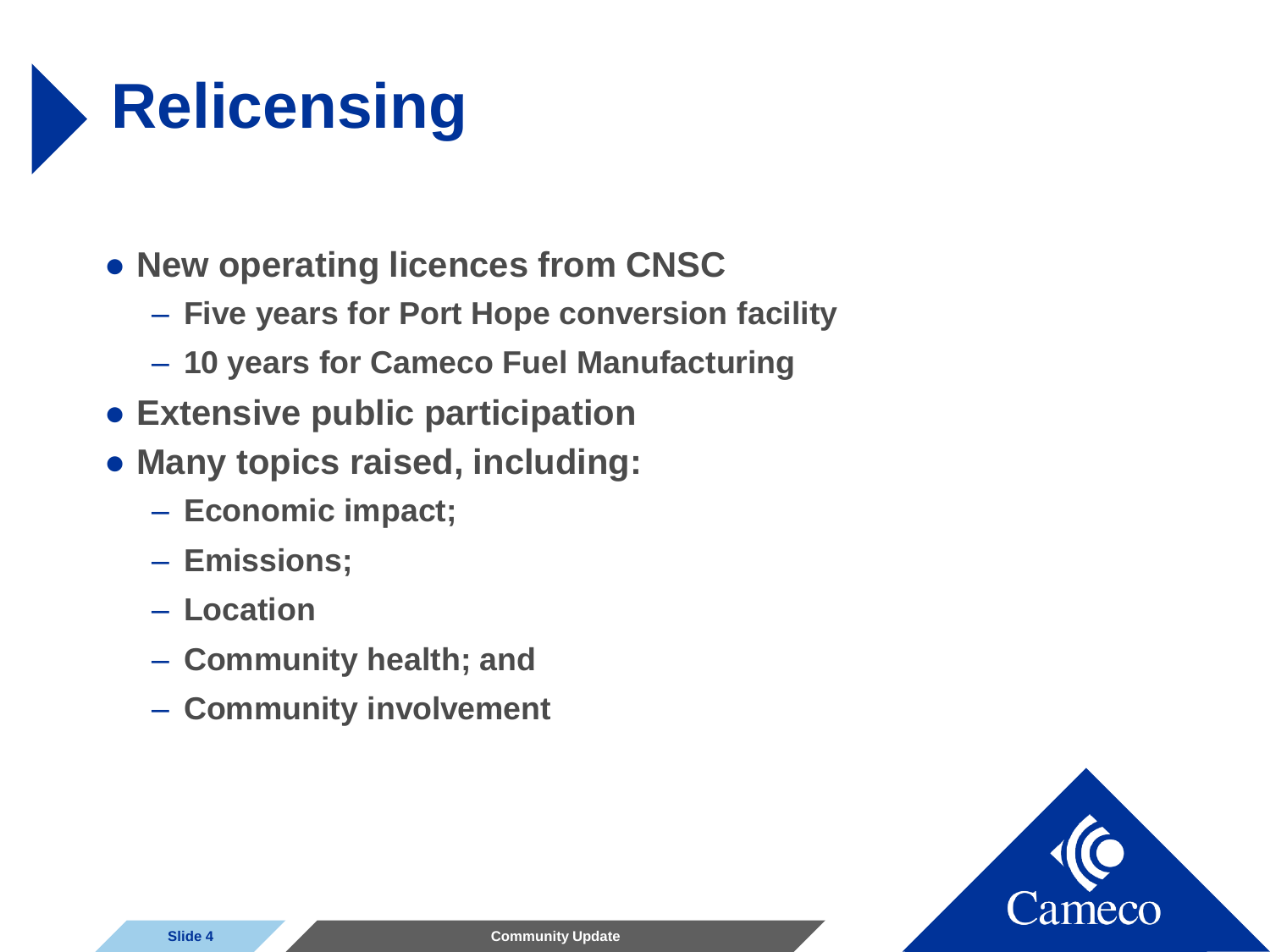# Relicensing

- New operating licences from CNSC
  - Five years for Port Hope conversion facility
  - 10 years for Cameco Fuel Manufacturing
- Extensive public participation
- Many topics raised, including:
  - Economic impact;
  - Emissions;
  - Location
  - Community health; and
  - Community involvement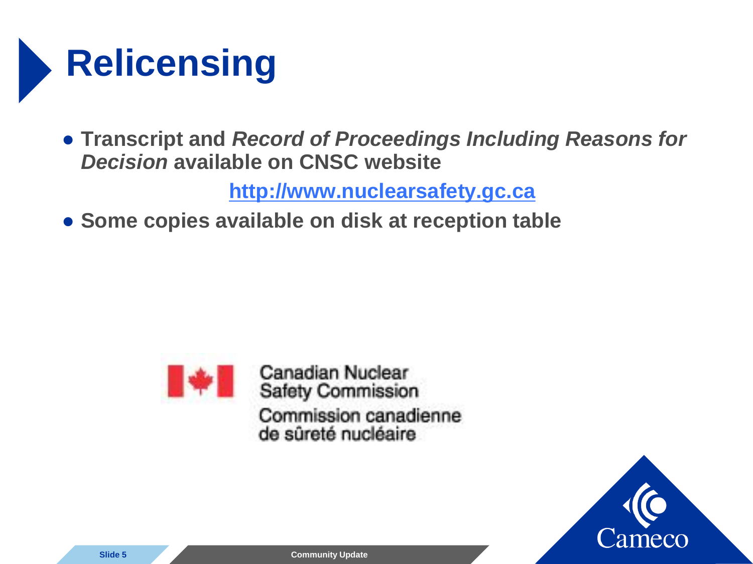# Relicensing

- Transcript and *Record of Proceedings Including Reasons for Decision* available on CNSC website

  http://www.nuclearsafety.gc.ca

- Some copies available on disk at reception table

Canadian Nuclear Safety Commission

Commission canadienne de sûreté nucléaire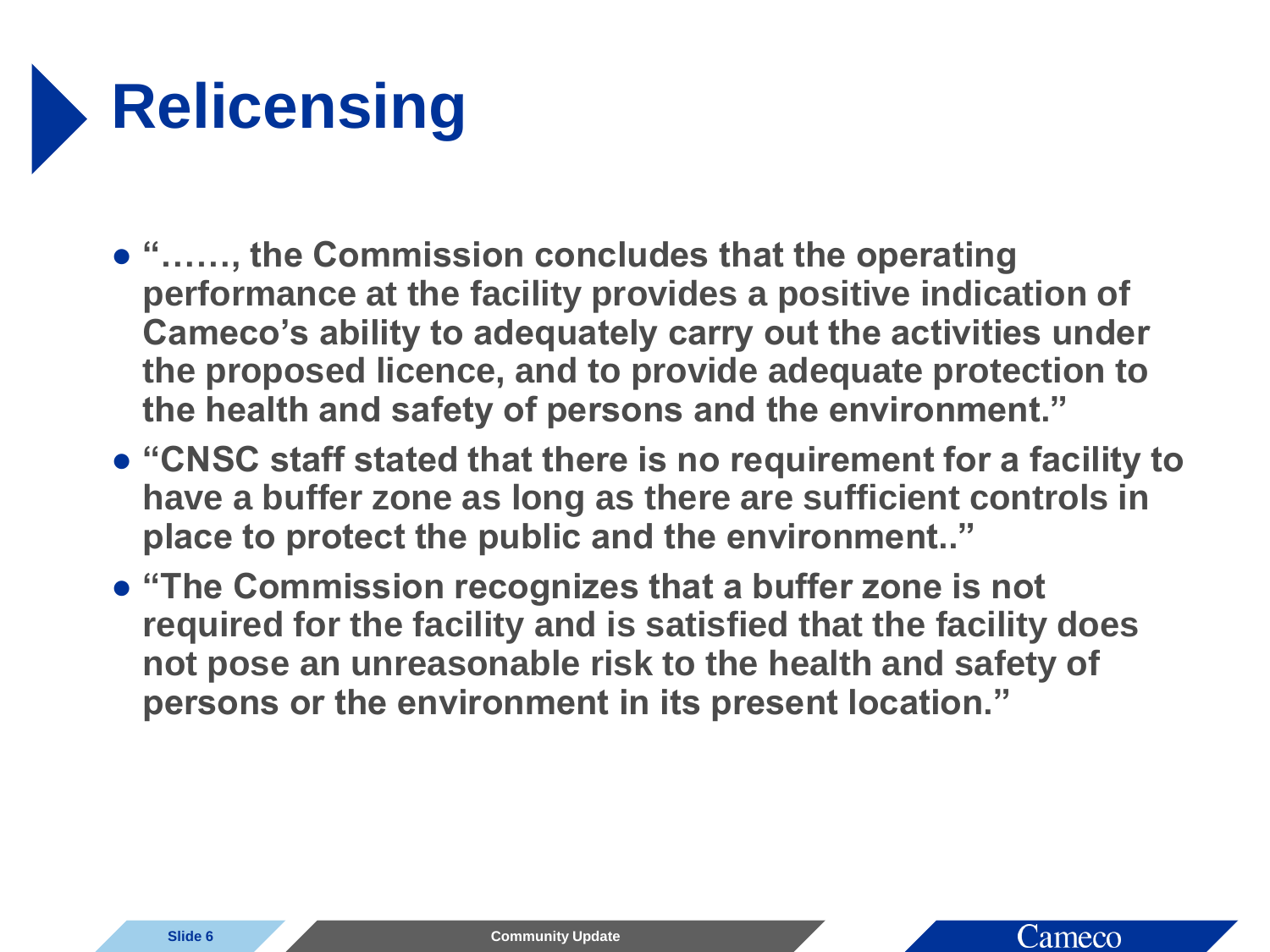# Relicensing

- **"……, the Commission concludes that the operating performance at the facility provides a positive indication of Cameco's ability to adequately carry out the activities under the proposed licence, and to provide adequate protection to the health and safety of persons and the environment."**
- **"CNSC staff stated that there is no requirement for a facility to have a buffer zone as long as there are sufficient controls in place to protect the public and the environment.."**
- **"The Commission recognizes that a buffer zone is not required for the facility and is satisfied that the facility does not pose an unreasonable risk to the health and safety of persons or the environment in its present location."**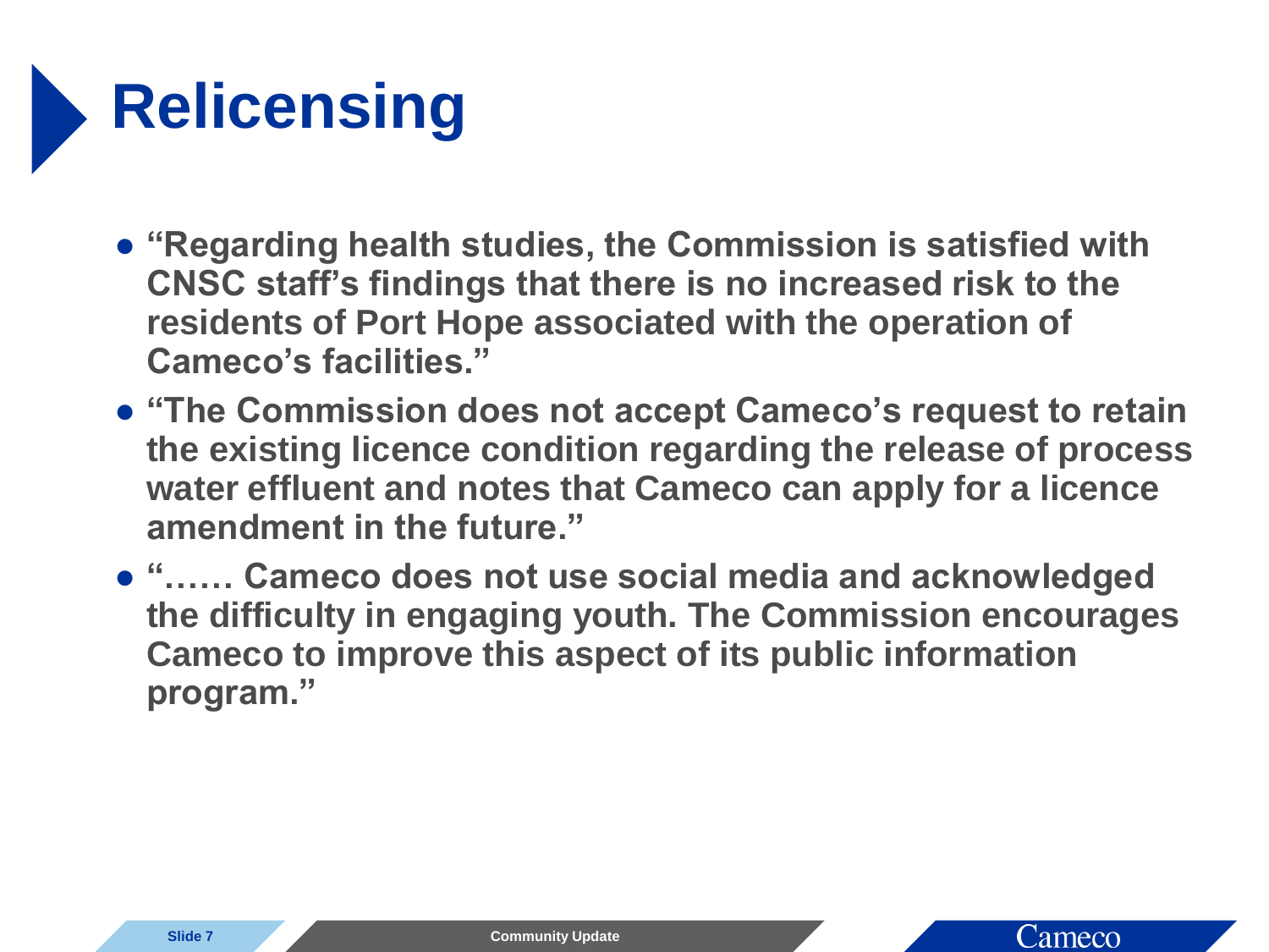# Relicensing

- **"Regarding health studies, the Commission is satisfied with CNSC staff's findings that there is no increased risk to the residents of Port Hope associated with the operation of Cameco's facilities."**
- **"The Commission does not accept Cameco's request to retain the existing licence condition regarding the release of process water effluent and notes that Cameco can apply for a licence amendment in the future."**
- **"…… Cameco does not use social media and acknowledged the difficulty in engaging youth. The Commission encourages Cameco to improve this aspect of its public information program."**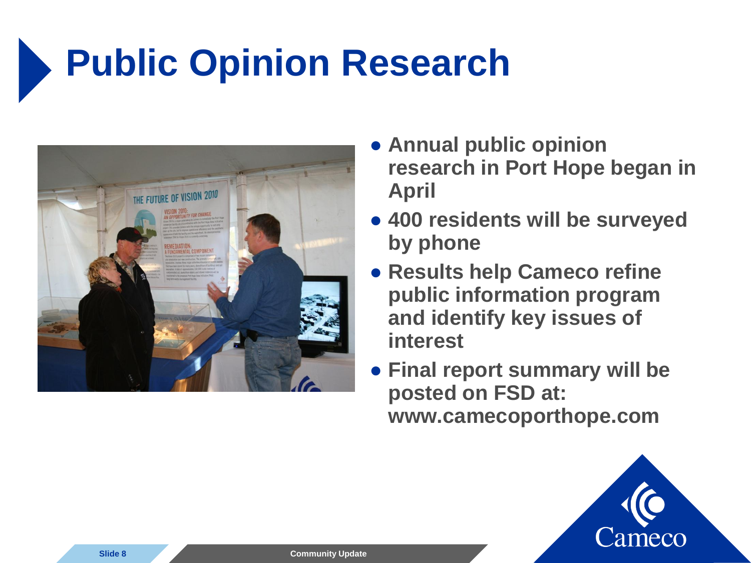# Public Opinion Research

- Annual public opinion research in Port Hope began in April
- 400 residents will be surveyed by phone
- Results help Cameco refine public information program and identify key issues of interest
- Final report summary will be posted on FSD at: www.camecoporthope.com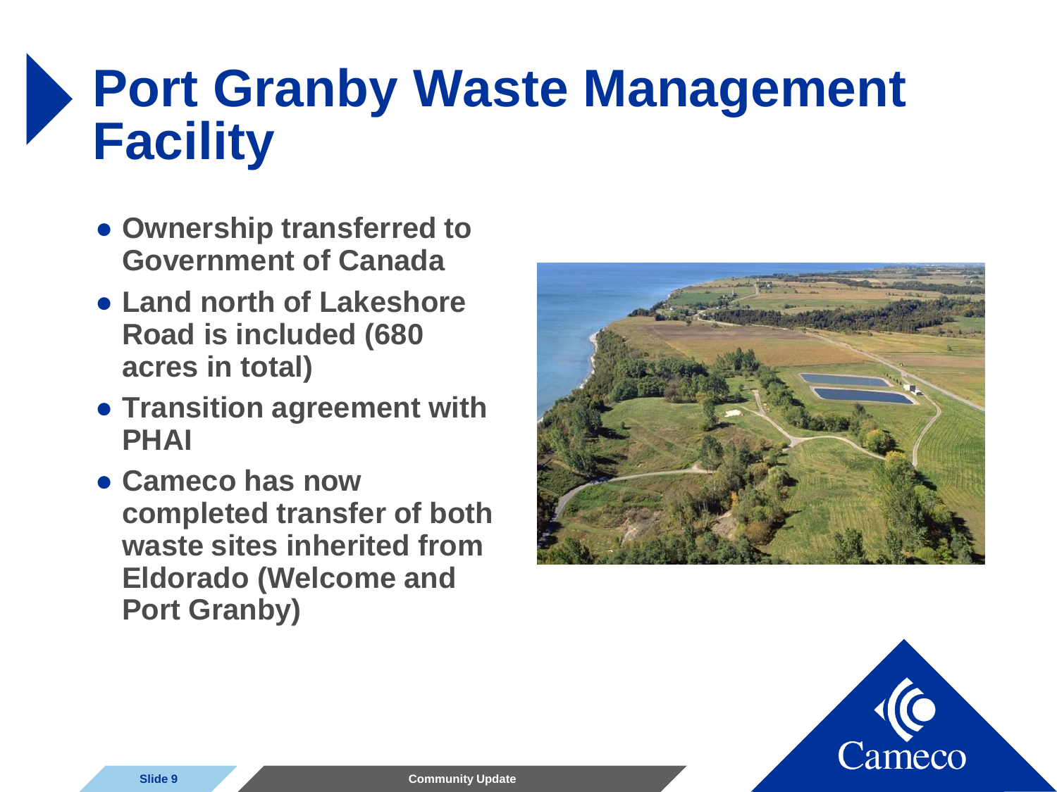# Port Granby Waste Management Facility

- Ownership transferred to Government of Canada
- Land north of Lakeshore Road is included (680 acres in total)
- Transition agreement with PHAI
- Cameco has now completed transfer of both waste sites inherited from Eldorado (Welcome and Port Granby)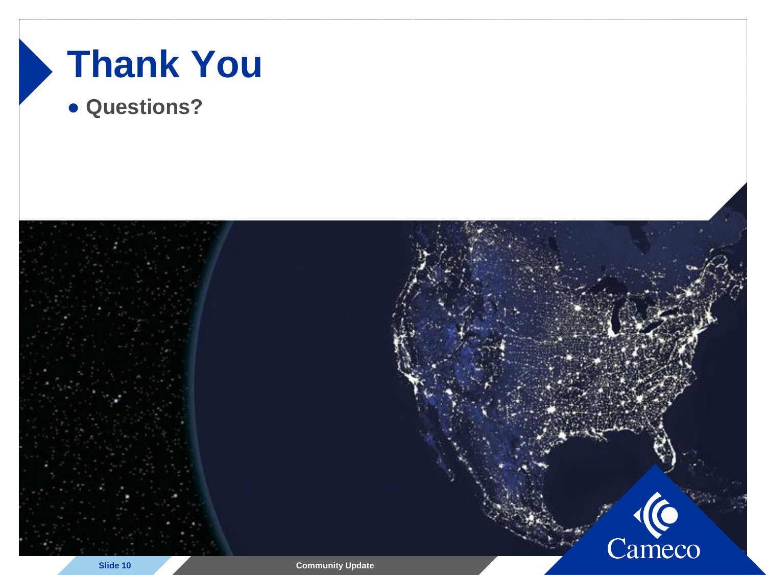# Thank You

- **Questions?**